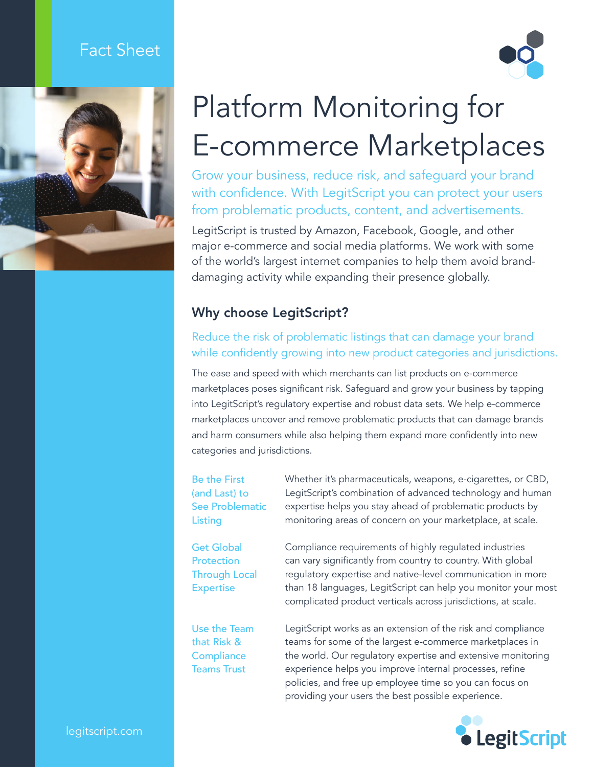Fact Sheet

# Platform Monitoring for E-commerce Marketplaces

Grow your business, reduce risk, and safeguard your brand with confidence. With LegitScript you can protect your users from problematic products, content, and advertisements.

LegitScript is trusted by Amazon, Facebook, Google, and other major e-commerce and social media platforms. We work with some of the world's largest internet companies to help them avoid brand-damaging activity while expanding their presence globally.

## Why choose LegitScript?

Reduce the risk of problematic listings that can damage your brand while confidently growing into new product categories and jurisdictions.

The ease and speed with which merchants can list products on e-commerce marketplaces poses significant risk. Safeguard and grow your business by tapping into LegitScript's regulatory expertise and robust data sets. We help e-commerce marketplaces uncover and remove problematic products that can damage brands and harm consumers while also helping them expand more confidently into new categories and jurisdictions.

**Be the First (and Last) to See Problematic Listing**

Whether it's pharmaceuticals, weapons, e-cigarettes, or CBD, LegitScript's combination of advanced technology and human expertise helps you stay ahead of problematic products by monitoring areas of concern on your marketplace, at scale.

**Get Global Protection Through Local Expertise**

Compliance requirements of highly regulated industries can vary significantly from country to country. With global regulatory expertise and native-level communication in more than 18 languages, LegitScript can help you monitor your most complicated product verticals across jurisdictions, at scale.

**Use the Team that Risk & Compliance Teams Trust**

LegitScript works as an extension of the risk and compliance teams for some of the largest e-commerce marketplaces in the world. Our regulatory expertise and extensive monitoring experience helps you improve internal processes, refine policies, and free up employee time so you can focus on providing your users the best possible experience.

legitscript.com

LegitScript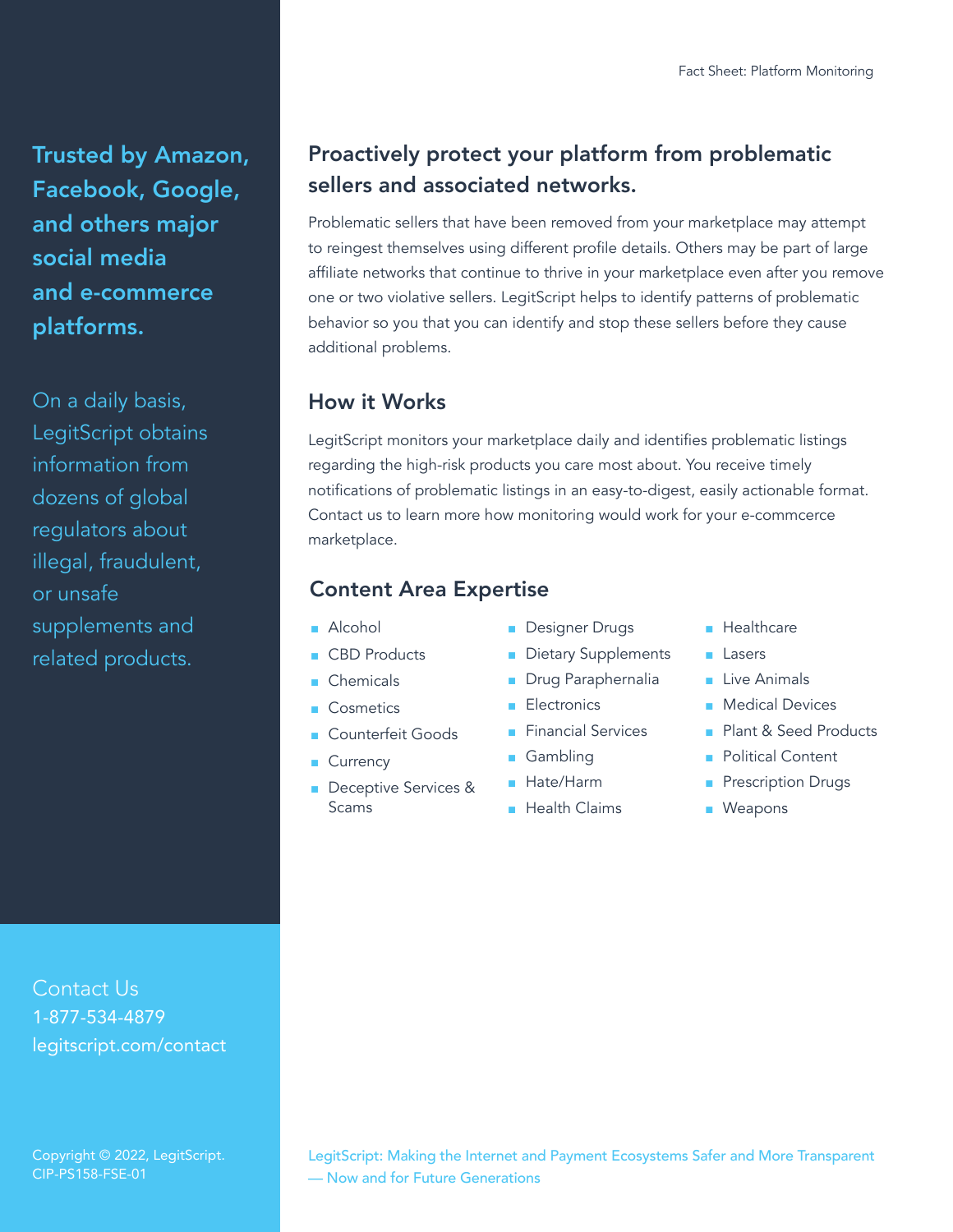**Trusted by Amazon, Facebook, Google, and others major social media and e-commerce platforms.**

On a daily basis, LegitScript obtains information from dozens of global regulators about illegal, fraudulent, or unsafe supplements and related products.

## Proactively protect your platform from problematic sellers and associated networks.

Problematic sellers that have been removed from your marketplace may attempt to reingest themselves using different profile details. Others may be part of large affiliate networks that continue to thrive in your marketplace even after you remove one or two violative sellers. LegitScript helps to identify patterns of problematic behavior so you that you can identify and stop these sellers before they cause additional problems.

## How it Works

LegitScript monitors your marketplace daily and identifies problematic listings regarding the high-risk products you care most about. You receive timely notifications of problematic listings in an easy-to-digest, easily actionable format. Contact us to learn more how monitoring would work for your e-commcerce marketplace.

## Content Area Expertise

- Alcohol
- CBD Products
- Chemicals
- Cosmetics
- Counterfeit Goods
- Currency
- Deceptive Services & Scams
- Designer Drugs
- Dietary Supplements
- Drug Paraphernalia
- Electronics
- Financial Services
- Gambling
- Hate/Harm
- Health Claims
- Healthcare
- Lasers
- Live Animals
- Medical Devices
- Plant & Seed Products
- Political Content
- Prescription Drugs
- Weapons

Contact Us
1-877-534-4879
legitscript.com/contact

Copyright © 2022, LegitScript.
CIP-PS158-FSE-01

LegitScript: Making the Internet and Payment Ecosystems Safer and More Transparent — Now and for Future Generations